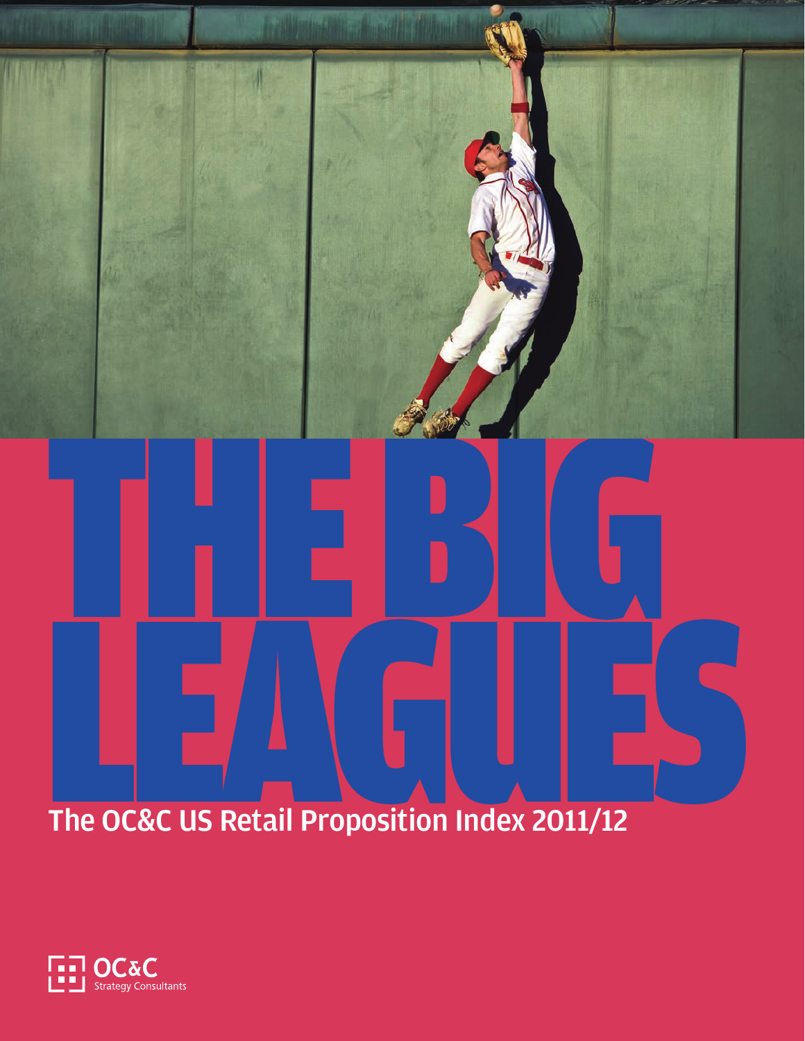# THE BIG LEAGUES

## The OC&C US Retail Proposition Index 2011/12

OC&C Strategy Consultants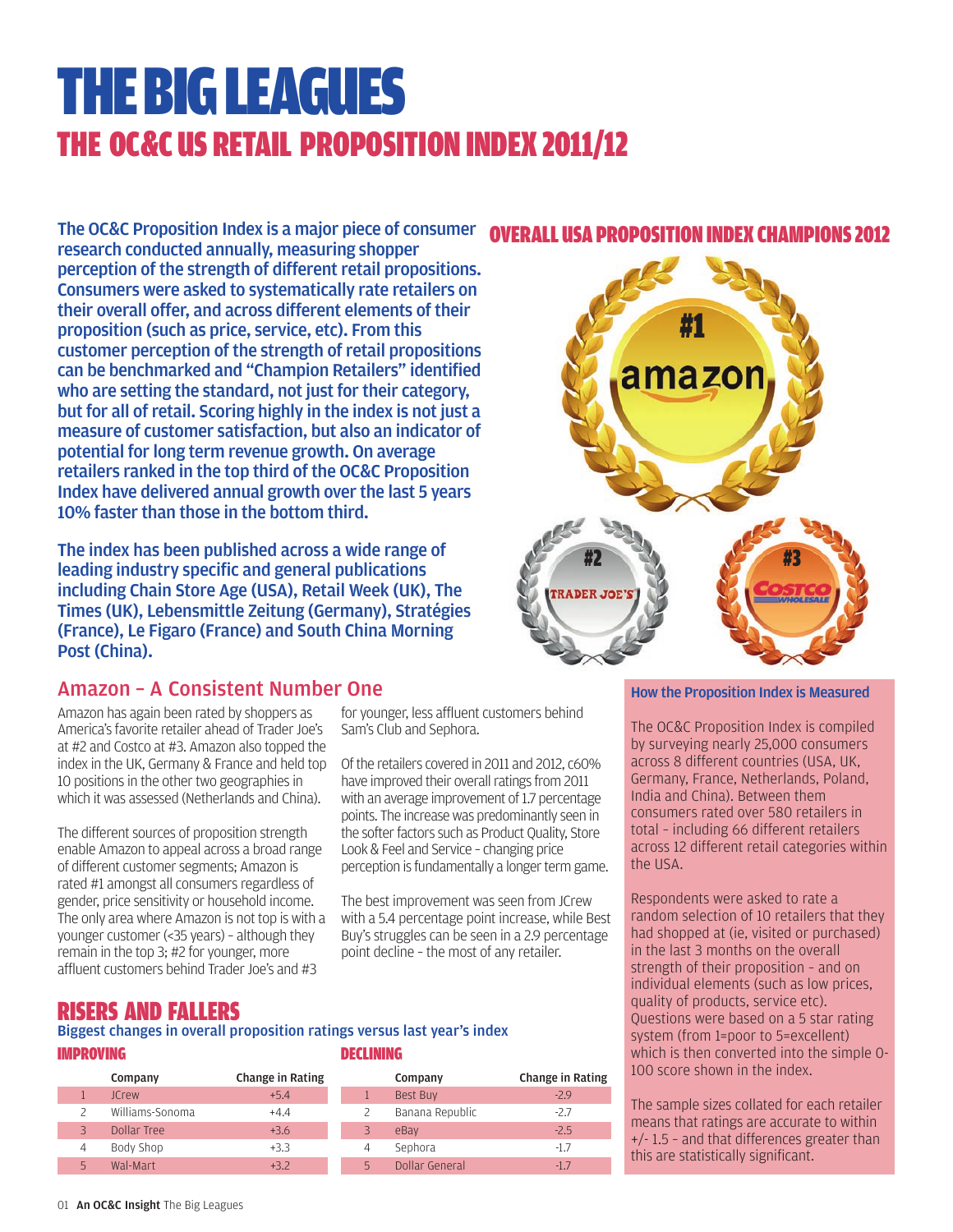# THE BIG LEAGUES

## THE OC&C US RETAIL PROPOSITION INDEX 2011/12

**The OC&C Proposition Index is a major piece of consumer research conducted annually, measuring shopper perception of the strength of different retail propositions. Consumers were asked to systematically rate retailers on their overall offer, and across different elements of their proposition (such as price, service, etc). From this customer perception of the strength of retail propositions can be benchmarked and "Champion Retailers" identified who are setting the standard, not just for their category, but for all of retail. Scoring highly in the index is not just a measure of customer satisfaction, but also an indicator of potential for long term revenue growth. On average retailers ranked in the top third of the OC&C Proposition Index have delivered annual growth over the last 5 years 10% faster than those in the bottom third.**

**The index has been published across a wide range of leading industry specific and general publications including Chain Store Age (USA), Retail Week (UK), The Times (UK), Lebensmittle Zeitung (Germany), Stratégies (France), Le Figaro (France) and South China Morning Post (China).**

### OVERALL USA PROPOSITION INDEX CHAMPIONS 2012

#1 amazon

#2 TRADER JOE'S

#3 COSTCO WHOLESALE

## Amazon – A Consistent Number One

Amazon has again been rated by shoppers as America's favorite retailer ahead of Trader Joe's at #2 and Costco at #3. Amazon also topped the index in the UK, Germany & France and held top 10 positions in the other two geographies in which it was assessed (Netherlands and China).

The different sources of proposition strength enable Amazon to appeal across a broad range of different customer segments; Amazon is rated #1 amongst all consumers regardless of gender, price sensitivity or household income. The only area where Amazon is not top is with a younger customer (<35 years) – although they remain in the top 3; #2 for younger, more affluent customers behind Trader Joe's and #3 for younger, less affluent customers behind Sam's Club and Sephora.

Of the retailers covered in 2011 and 2012, c60% have improved their overall ratings from 2011 with an average improvement of 1.7 percentage points. The increase was predominantly seen in the softer factors such as Product Quality, Store Look & Feel and Service – changing price perception is fundamentally a longer term game.

The best improvement was seen from JCrew with a 5.4 percentage point increase, while Best Buy's struggles can be seen in a 2.9 percentage point decline – the most of any retailer.

### How the Proposition Index is Measured

The OC&C Proposition Index is compiled by surveying nearly 25,000 consumers across 8 different countries (USA, UK, Germany, France, Netherlands, Poland, India and China). Between them consumers rated over 580 retailers in total – including 66 different retailers across 12 different retail categories within the USA.

Respondents were asked to rate a random selection of 10 retailers that they had shopped at (ie, visited or purchased) in the last 3 months on the overall strength of their proposition – and on individual elements (such as low prices, quality of products, service etc). Questions were based on a 5 star rating system (from 1=poor to 5=excellent) which is then converted into the simple 0-100 score shown in the index.

The sample sizes collated for each retailer means that ratings are accurate to within +/- 1.5 – and that differences greater than this are statistically significant.

## RISERS AND FALLERS

**Biggest changes in overall proposition ratings versus last year's index**

### IMPROVING

| | Company | Change in Rating |
|---|---|---|
| 1 | JCrew | +5.4 |
| 2 | Williams-Sonoma | +4.4 |
| 3 | Dollar Tree | +3.6 |
| 4 | Body Shop | +3.3 |
| 5 | Wal-Mart | +3.2 |

### DECLINING

| | Company | Change in Rating |
|---|---|---|
| 1 | Best Buy | -2.9 |
| 2 | Banana Republic | -2.7 |
| 3 | eBay | -2.5 |
| 4 | Sephora | -1.7 |
| 5 | Dollar General | -1.7 |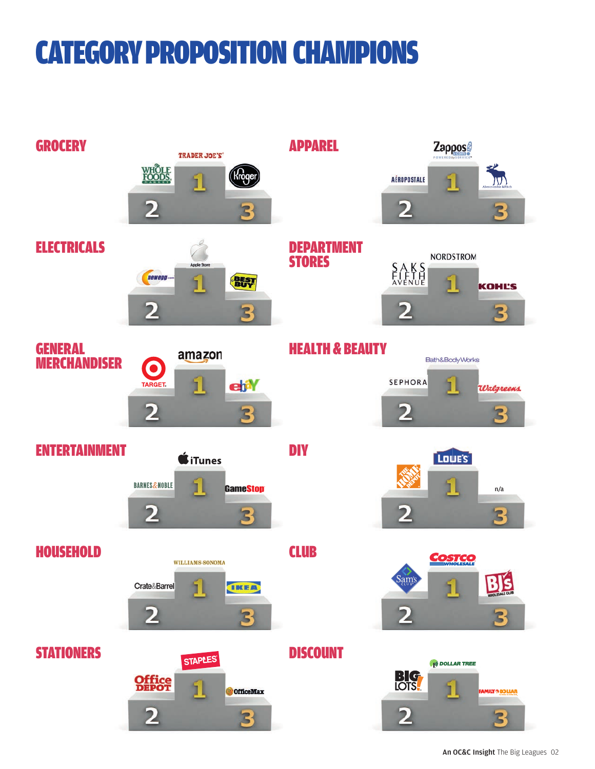# CATEGORY PROPOSITION CHAMPIONS

| Category | 1 | 2 | 3 |
|---|---|---|---|
| GROCERY | Trader Joe's | Whole Foods Market | Kroger |
| APPAREL | Zappos.com | Aéropostale | Abercrombie & Fitch |
| ELECTRICALS | Apple Store | Newegg.com | Best Buy |
| DEPARTMENT STORES | Nordstrom | Saks Fifth Avenue | Kohl's |
| GENERAL MERCHANDISER | Amazon | Target | eBay |
| HEALTH & BEAUTY | Bath&BodyWorks | Sephora | Walgreens |
| ENTERTAINMENT | iTunes | Barnes&Noble | GameStop |
| DIY | Lowe's | The Home Depot | n/a |
| HOUSEHOLD | Williams-Sonoma | Crate&Barrel | IKEA |
| CLUB | Costco Wholesale | Sam's Club | BJ's Wholesale Club |
| STATIONERS | Staples | Office Depot | OfficeMax |
| DISCOUNT | Dollar Tree | Big Lots! | Family Dollar |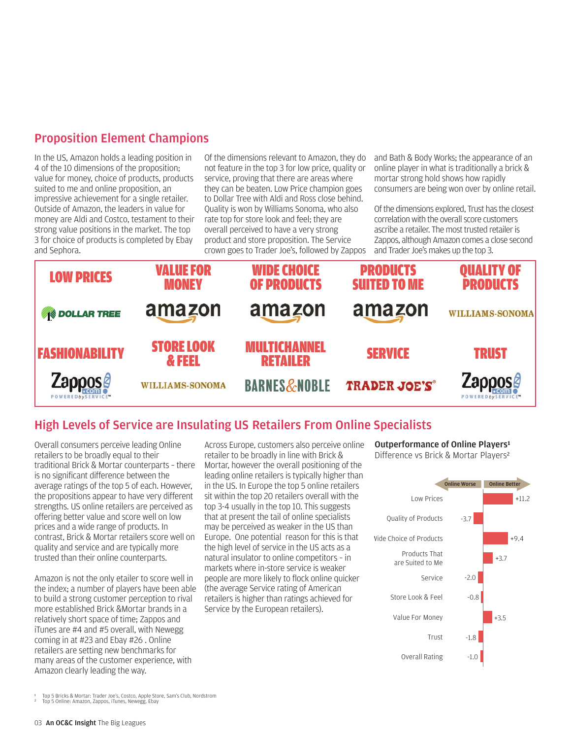## Proposition Element Champions

In the US, Amazon holds a leading position in 4 of the 10 dimensions of the proposition; value for money, choice of products, products suited to me and online proposition, an impressive achievement for a single retailer. Outside of Amazon, the leaders in value for money are Aldi and Costco, testament to their strong value positions in the market. The top 3 for choice of products is completed by Ebay and Sephora.

Of the dimensions relevant to Amazon, they do not feature in the top 3 for low price, quality or service, proving that there are areas where they can be beaten. Low Price champion goes to Dollar Tree with Aldi and Ross close behind. Quality is won by Williams Sonoma, who also rate top for store look and feel; they are overall perceived to have a very strong product and store proposition. The Service crown goes to Trader Joe's, followed by Zappos and Bath & Body Works; the appearance of an online player in what is traditionally a brick & mortar strong hold shows how rapidly consumers are being won over by online retail.

Of the dimensions explored, Trust has the closest correlation with the overall score customers ascribe a retailer. The most trusted retailer is Zappos, although Amazon comes a close second and Trader Joe's makes up the top 3.

| LOW PRICES | VALUE FOR MONEY | WIDE CHOICE OF PRODUCTS | PRODUCTS SUITED TO ME | QUALITY OF PRODUCTS |
|---|---|---|---|---|
| DOLLAR TREE | amazon | amazon | amazon | WILLIAMS-SONOMA |
| **FASHIONABILITY** | **STORE LOOK & FEEL** | **MULTICHANNEL RETAILER** | **SERVICE** | **TRUST** |
| Zappos.com | WILLIAMS-SONOMA | BARNES & NOBLE | TRADER JOE'S | Zappos.com |

## High Levels of Service are Insulating US Retailers From Online Specialists

Overall consumers perceive leading Online retailers to be broadly equal to their traditional Brick & Mortar counterparts - there is no significant difference between the average ratings of the top 5 of each. However, the propositions appear to have very different strengths. US online retailers are perceived as offering better value and score well on low prices and a wide range of products. In contrast, Brick & Mortar retailers score well on quality and service and are typically more trusted than their online counterparts.

Amazon is not the only etailer to score well in the index; a number of players have been able to build a strong customer perception to rival more established Brick &Mortar brands in a relatively short space of time; Zappos and iTunes are #4 and #5 overall, with Newegg coming in at #23 and Ebay #26 . Online retailers are setting new benchmarks for many areas of the customer experience, with Amazon clearly leading the way.

Across Europe, customers also perceive online retailer to be broadly in line with Brick & Mortar, however the overall positioning of the leading online retailers is typically higher than in the US. In Europe the top 5 online retailers sit within the top 20 retailers overall with the top 3-4 usually in the top 10. This suggests that at present the tail of online specialists may be perceived as weaker in the US than Europe. One potential reason for this is that the high level of service in the US acts as a natural insulator to online competitors - in markets where in-store service is weaker people are more likely to flock online quicker (the average Service rating of American retailers is higher than ratings achieved for Service by the European retailers).

**Outperformance of Online Players[1]**
Difference vs Brick & Mortar Players[2]

| Dimension | Difference (Online Worse ← / → Online Better) |
|---|---|
| Low Prices | +11.2 |
| Quality of Products | -3.7 |
| Wide Choice of Products | +9.4 |
| Products That are Suited to Me | +3.7 |
| Service | -2.0 |
| Store Look & Feel | -0.8 |
| Value For Money | +3.5 |
| Trust | -1.8 |
| Overall Rating | -1.0 |

[1] Top 5 Bricks & Mortar: Trader Joe's, Costco, Apple Store, Sam's Club, Nordstrom
[2] Top 5 Online: Amazon, Zappos, iTunes, Newegg, Ebay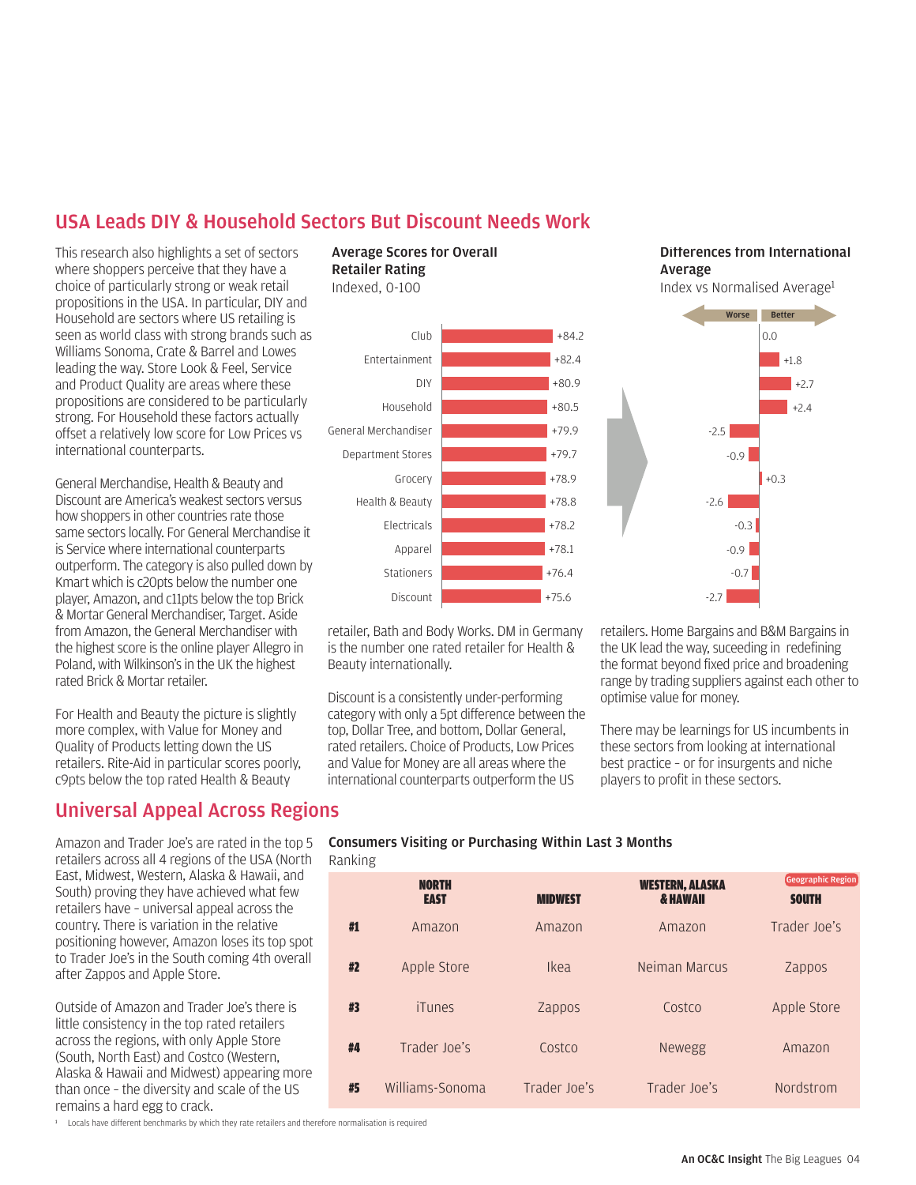## USA Leads DIY & Household Sectors But Discount Needs Work

This research also highlights a set of sectors where shoppers perceive that they have a choice of particularly strong or weak retail propositions in the USA. In particular, DIY and Household are sectors where US retailing is seen as world class with strong brands such as Williams Sonoma, Crate & Barrel and Lowes leading the way. Store Look & Feel, Service and Product Quality are areas where these propositions are considered to be particularly strong. For Household these factors actually offset a relatively low score for Low Prices vs international counterparts.

General Merchandise, Health & Beauty and Discount are America's weakest sectors versus how shoppers in other countries rate those same sectors locally. For General Merchandise it is Service where international counterparts outperform. The category is also pulled down by Kmart which is c20pts below the number one player, Amazon, and c11pts below the top Brick & Mortar General Merchandiser, Target. Aside from Amazon, the General Merchandiser with the highest score is the online player Allegro in Poland, with Wilkinson's in the UK the highest rated Brick & Mortar retailer.

For Health and Beauty the picture is slightly more complex, with Value for Money and Quality of Products letting down the US retailers. Rite-Aid in particular scores poorly, c9pts below the top rated Health & Beauty retailer, Bath and Body Works. DM in Germany is the number one rated retailer for Health & Beauty internationally.

Discount is a consistently under-performing category with only a 5pt difference between the top, Dollar Tree, and bottom, Dollar General, rated retailers. Choice of Products, Low Prices and Value for Money are all areas where the international counterparts outperform the US retailers. Home Bargains and B&M Bargains in the UK lead the way, suceeding in redefining the format beyond fixed price and broadening range by trading suppliers against each other to optimise value for money.

There may be learnings for US incumbents in these sectors from looking at international best practice - or for insurgents and niche players to profit in these sectors.

**Average Scores for Overall Retailer Rating** Indexed, 0-100 / **Differences from International Average** Index vs Normalised Average[1]

| Sector | Average Score | Difference from International Average (Worse / Better) |
|---|---|---|
| Club | +84.2 | 0.0 |
| Entertainment | +82.4 | +1.8 |
| DIY | +80.9 | +2.7 |
| Household | +80.5 | +2.4 |
| General Merchandiser | +79.9 | -2.5 |
| Department Stores | +79.7 | -0.9 |
| Grocery | +78.9 | +0.3 |
| Health & Beauty | +78.8 | -2.6 |
| Electricals | +78.2 | -0.3 |
| Apparel | +78.1 | -0.9 |
| Stationers | +76.4 | -0.7 |
| Discount | +75.6 | -2.7 |

## Universal Appeal Across Regions

Amazon and Trader Joe's are rated in the top 5 retailers across all 4 regions of the USA (North East, Midwest, Western, Alaska & Hawaii, and South) proving they have achieved what few retailers have - universal appeal across the country. There is variation in the relative positioning however, Amazon loses its top spot to Trader Joe's in the South coming 4th overall after Zappos and Apple Store.

Outside of Amazon and Trader Joe's there is little consistency in the top rated retailers across the regions, with only Apple Store (South, North East) and Costco (Western, Alaska & Hawaii and Midwest) appearing more than once - the diversity and scale of the US remains a hard egg to crack.

**Consumers Visiting or Purchasing Within Last 3 Months**
Ranking

| Geographic Region | North East | Midwest | Western, Alaska & Hawaii | South |
|---|---|---|---|---|
| #1 | Amazon | Amazon | Amazon | Trader Joe's |
| #2 | Apple Store | Ikea | Neiman Marcus | Zappos |
| #3 | iTunes | Zappos | Costco | Apple Store |
| #4 | Trader Joe's | Costco | Newegg | Amazon |
| #5 | Williams-Sonoma | Trader Joe's | Trader Joe's | Nordstrom |

[1] Locals have different benchmarks by which they rate retailers and therefore normalisation is required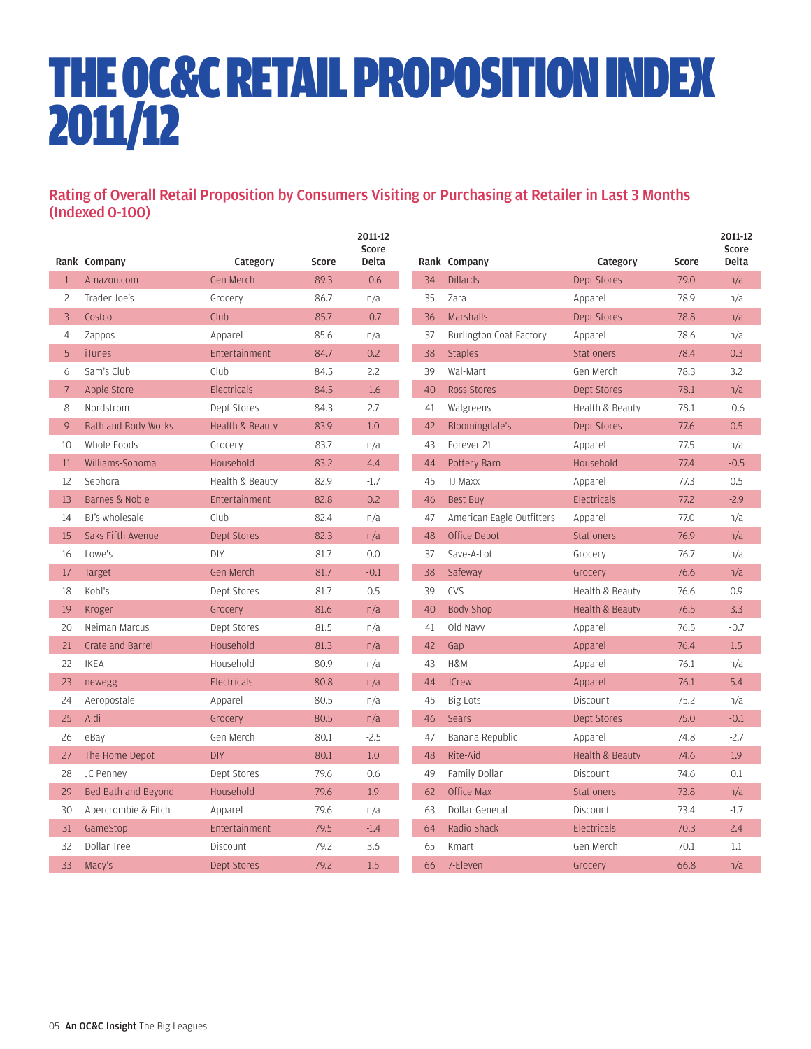# THE OC&C RETAIL PROPOSITION INDEX 2011/12

## Rating of Overall Retail Proposition by Consumers Visiting or Purchasing at Retailer in Last 3 Months (Indexed 0-100)

| Rank | Company | Category | Score | 2011-12 Score Delta |
|---|---|---|---|---|
| 1 | Amazon.com | Gen Merch | 89.3 | -0.6 |
| 2 | Trader Joe's | Grocery | 86.7 | n/a |
| 3 | Costco | Club | 85.7 | -0.7 |
| 4 | Zappos | Apparel | 85.6 | n/a |
| 5 | iTunes | Entertainment | 84.7 | 0.2 |
| 6 | Sam's Club | Club | 84.5 | 2.2 |
| 7 | Apple Store | Electricals | 84.5 | -1.6 |
| 8 | Nordstrom | Dept Stores | 84.3 | 2.7 |
| 9 | Bath and Body Works | Health & Beauty | 83.9 | 1.0 |
| 10 | Whole Foods | Grocery | 83.7 | n/a |
| 11 | Williams-Sonoma | Household | 83.2 | 4.4 |
| 12 | Sephora | Health & Beauty | 82.9 | -1.7 |
| 13 | Barnes & Noble | Entertainment | 82.8 | 0.2 |
| 14 | BJ's wholesale | Club | 82.4 | n/a |
| 15 | Saks Fifth Avenue | Dept Stores | 82.3 | n/a |
| 16 | Lowe's | DIY | 81.7 | 0.0 |
| 17 | Target | Gen Merch | 81.7 | -0.1 |
| 18 | Kohl's | Dept Stores | 81.7 | 0.5 |
| 19 | Kroger | Grocery | 81.6 | n/a |
| 20 | Neiman Marcus | Dept Stores | 81.5 | n/a |
| 21 | Crate and Barrel | Household | 81.3 | n/a |
| 22 | IKEA | Household | 80.9 | n/a |
| 23 | newegg | Electricals | 80.8 | n/a |
| 24 | Aeropostale | Apparel | 80.5 | n/a |
| 25 | Aldi | Grocery | 80.5 | n/a |
| 26 | eBay | Gen Merch | 80.1 | -2.5 |
| 27 | The Home Depot | DIY | 80.1 | 1.0 |
| 28 | JC Penney | Dept Stores | 79.6 | 0.6 |
| 29 | Bed Bath and Beyond | Household | 79.6 | 1.9 |
| 30 | Abercrombie & Fitch | Apparel | 79.6 | n/a |
| 31 | GameStop | Entertainment | 79.5 | -1.4 |
| 32 | Dollar Tree | Discount | 79.2 | 3.6 |
| 33 | Macy's | Dept Stores | 79.2 | 1.5 |
| 34 | Dillards | Dept Stores | 79.0 | n/a |
| 35 | Zara | Apparel | 78.9 | n/a |
| 36 | Marshalls | Dept Stores | 78.8 | n/a |
| 37 | Burlington Coat Factory | Apparel | 78.6 | n/a |
| 38 | Staples | Stationers | 78.4 | 0.3 |
| 39 | Wal-Mart | Gen Merch | 78.3 | 3.2 |
| 40 | Ross Stores | Dept Stores | 78.1 | n/a |
| 41 | Walgreens | Health & Beauty | 78.1 | -0.6 |
| 42 | Bloomingdale's | Dept Stores | 77.6 | 0.5 |
| 43 | Forever 21 | Apparel | 77.5 | n/a |
| 44 | Pottery Barn | Household | 77.4 | -0.5 |
| 45 | TJ Maxx | Apparel | 77.3 | 0.5 |
| 46 | Best Buy | Electricals | 77.2 | -2.9 |
| 47 | American Eagle Outfitters | Apparel | 77.0 | n/a |
| 48 | Office Depot | Stationers | 76.9 | n/a |
| 37 | Save-A-Lot | Grocery | 76.7 | n/a |
| 38 | Safeway | Grocery | 76.6 | n/a |
| 39 | CVS | Health & Beauty | 76.6 | 0.9 |
| 40 | Body Shop | Health & Beauty | 76.5 | 3.3 |
| 41 | Old Navy | Apparel | 76.5 | -0.7 |
| 42 | Gap | Apparel | 76.4 | 1.5 |
| 43 | H&M | Apparel | 76.1 | n/a |
| 44 | JCrew | Apparel | 76.1 | 5.4 |
| 45 | Big Lots | Discount | 75.2 | n/a |
| 46 | Sears | Dept Stores | 75.0 | -0.1 |
| 47 | Banana Republic | Apparel | 74.8 | -2.7 |
| 48 | Rite-Aid | Health & Beauty | 74.6 | 1.9 |
| 49 | Family Dollar | Discount | 74.6 | 0.1 |
| 62 | Office Max | Stationers | 73.8 | n/a |
| 63 | Dollar General | Discount | 73.4 | -1.7 |
| 64 | Radio Shack | Electricals | 70.3 | 2.4 |
| 65 | Kmart | Gen Merch | 70.1 | 1.1 |
| 66 | 7-Eleven | Grocery | 66.8 | n/a |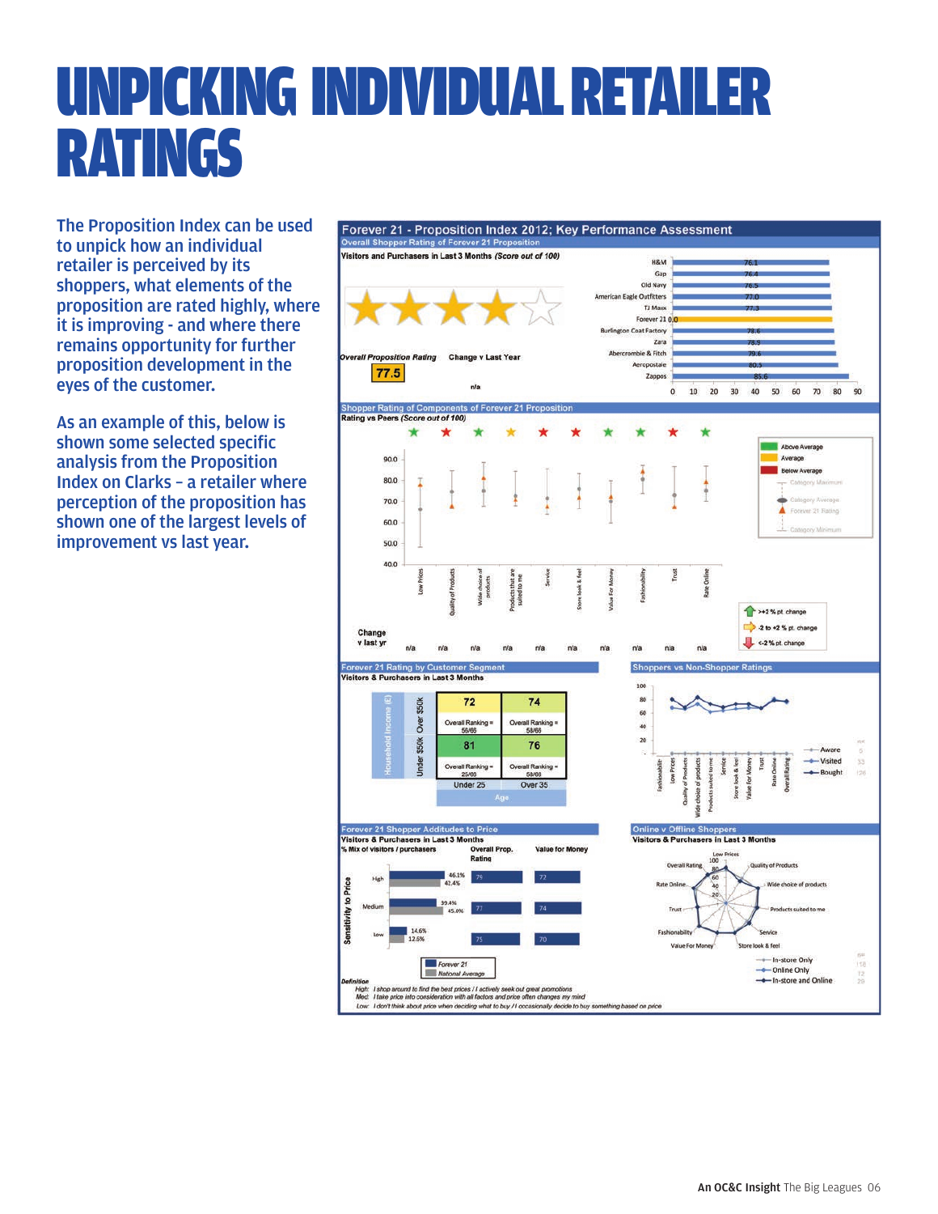# UNPICKING INDIVIDUAL RETAILER RATINGS

**The Proposition Index can be used to unpick how an individual retailer is perceived by its shoppers, what elements of the proposition are rated highly, where it is improving - and where there remains opportunity for further proposition development in the eyes of the customer.**

**As an example of this, below is shown some selected specific analysis from the Proposition Index on Clarks – a retailer where perception of the proposition has shown one of the largest levels of improvement vs last year.**

## Forever 21 - Proposition Index 2012; Key Performance Assessment

### Overall Shopper Rating of Forever 21 Proposition

Visitors and Purchasers in Last 3 Months *(Score out of 100)*

*Overall Proposition Rating*: **77.5**

Change v Last Year: n/a

| Retailer | Score |
|---|---|
| H&M | 76.1 |
| Gap | 76.4 |
| Old Navy | 76.5 |
| American Eagle Outfitters | 77.0 |
| TJ Maxx | 77.3 |
| Forever 21 | 0.0 |
| Burlington Coat Factory | 78.6 |
| Zara | 78.9 |
| Abercrombie & Fitch | 79.6 |
| Aeropostale | 80.5 |
| Zappos | 85.6 |

### Shopper Rating of Components of Forever 21 Proposition

Rating vs Peers *(Score out of 100)*

| Component | Low Prices | Quality of Products | Wide choice of products | Products that are suited to me | Service | Store look & feel | Value For Money | Fashionability | Trust | Rate Online |
|---|---|---|---|---|---|---|---|---|---|---|
| Change v last yr | n/a | n/a | n/a | n/a | n/a | n/a | n/a | n/a | n/a | n/a |

Legend: Above Average; Average; Below Average; Category Maximum; Category Average; Forever 21 Rating; Category Minimum

>+2 % pt change; -2 to +2 % pt. change; <-2 % pt. change

### Forever 21 Rating by Customer Segment

Visitors & Purchasers in Last 3 Months

| Household Income (£) | Under 25 | Over 35 |
|---|---|---|
| Over $50k | 72 (Overall Ranking = 58/66) | 74 (Overall Ranking = 58/66) |
| Under $50k | 81 (Overall Ranking = 25/66) | 76 (Overall Ranking = 58/66) |

### Shoppers vs Non-Shopper Ratings

| | n= |
|---|---|
| Aware | 0 |
| Visited | 33 |
| Bought | 126 |

### Forever 21 Shopper Additudes to Price

Visitors & Purchasers in Last 3 Months

% Mix of visitors / purchasers

| Sensitivity to Price | Forever 21 | National Average | Overall Prop. Rating | Value for Money |
|---|---|---|---|---|
| High | 46.1% | 42.4% | 79 | 72 |
| Medium | 39.4% | 45.0% | 77 | 74 |
| Low | 14.6% | 12.6% | 75 | 70 |

*Definition*
*High: I shop around to find the best prices / I actively seek out great promotions*
*Med: I take price into consideration with all factors and price often changes my mind*
*Low: I don't think about price when deciding what to buy / I occasionally decide to buy something based on price*

### Online v Offline Shoppers

Visitors & Purchasers in Last 3 Months

| | n= |
|---|---|
| In-store Only | 118 |
| Online Only | 72 |
| In-store and Online | 20 |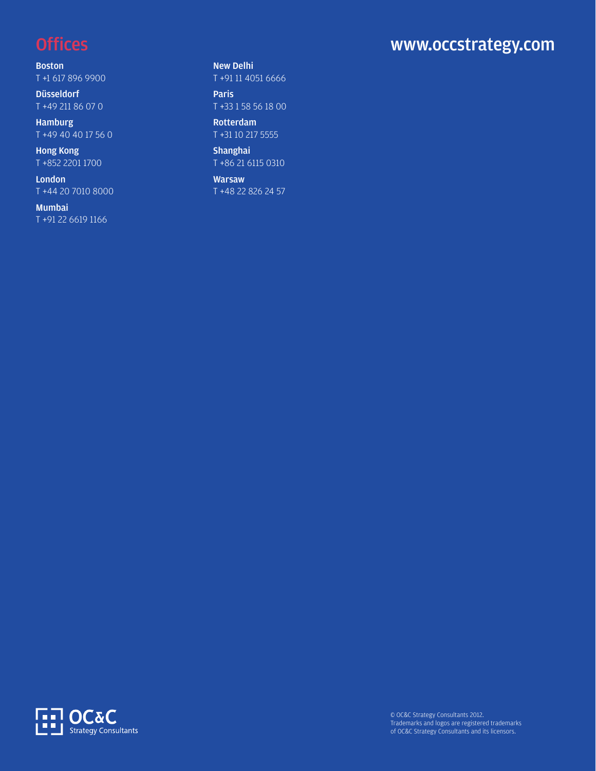## Offices

**Boston**
T +1 617 896 9900

**Düsseldorf**
T +49 211 86 07 0

**Hamburg**
T +49 40 40 17 56 0

**Hong Kong**
T +852 2201 1700

**London**
T +44 20 7010 8000

**Mumbai**
T +91 22 6619 1166

**New Delhi**
T +91 11 4051 6666

**Paris**
T +33 1 58 56 18 00

**Rotterdam**
T +31 10 217 5555

**Shanghai**
T +86 21 6115 0310

**Warsaw**
T +48 22 826 24 57

**www.occstrategy.com**

OC&C Strategy Consultants

© OC&C Strategy Consultants 2012.
Trademarks and logos are registered trademarks of OC&C Strategy Consultants and its licensors.